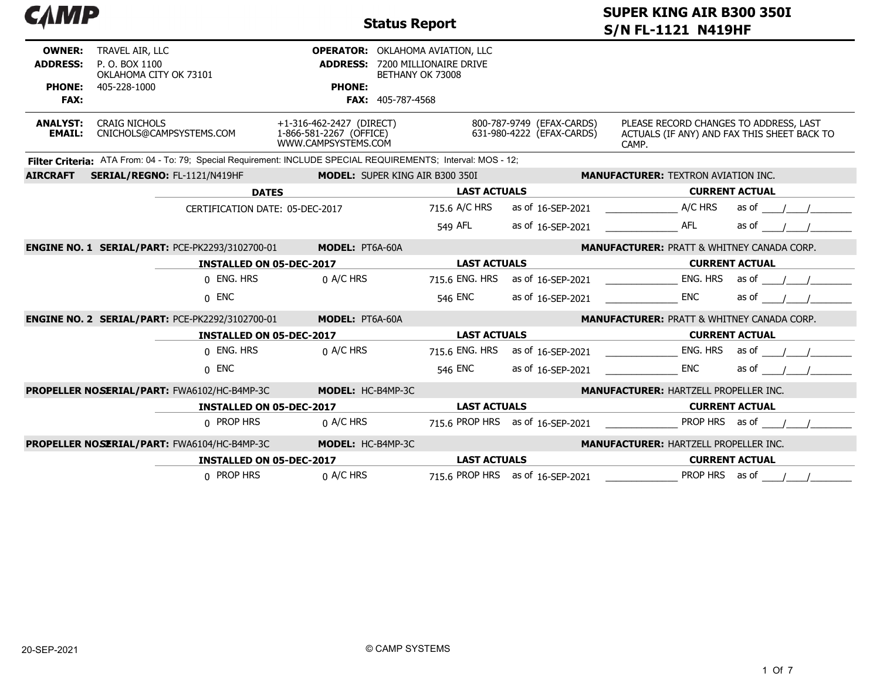# CAMP

## Status Report

**SUPER KING AIR B300 350I**
**S/N FL-1121 N419HF**

| | | | |
|---|---|---|---|
| **OWNER:** | TRAVEL AIR, LLC | **OPERATOR:** | OKLAHOMA AVIATION, LLC |
| **ADDRESS:** | P. O. BOX 1100<br>OKLAHOMA CITY OK 73101 | **ADDRESS:** | 7200 MILLIONAIRE DRIVE<br>BETHANY OK 73008 |
| **PHONE:** | 405-228-1000 | **PHONE:** | |
| **FAX:** | | **FAX:** | 405-787-4568 |

**ANALYST:** CRAIG NICHOLS
**EMAIL:** CNICHOLS@CAMPSYSTEMS.COM

+1-316-462-2427 (DIRECT)
1-866-581-2267 (OFFICE)
WWW.CAMPSYSTEMS.COM

800-787-9749 (EFAX-CARDS)
631-980-4222 (EFAX-CARDS)

PLEASE RECORD CHANGES TO ADDRESS, LAST ACTUALS (IF ANY) AND FAX THIS SHEET BACK TO CAMP.

**Filter Criteria:** ATA From: 04 - To: 79; Special Requirement: INCLUDE SPECIAL REQUIREMENTS; Interval: MOS - 12;

**AIRCRAFT** **SERIAL/REGNO:** FL-1121/N419HF **MODEL:** SUPER KING AIR B300 350I **MANUFACTURER:** TEXTRON AVIATION INC.

| DATES | LAST ACTUALS | | CURRENT ACTUAL | |
|---|---|---|---|---|
| CERTIFICATION DATE: 05-DEC-2017 | 715.6 A/C HRS | as of 16-SEP-2021 | ______ A/C HRS | as of ___/___/______ |
| | 549 AFL | as of 16-SEP-2021 | ______ AFL | as of ___/___/______ |

**ENGINE NO. 1** **SERIAL/PART:** PCE-PK2293/3102700-01 **MODEL:** PT6A-60A **MANUFACTURER:** PRATT & WHITNEY CANADA CORP.

| INSTALLED ON 05-DEC-2017 | | LAST ACTUALS | | CURRENT ACTUAL | |
|---|---|---|---|---|---|
| 0 ENG. HRS | 0 A/C HRS | 715.6 ENG. HRS | as of 16-SEP-2021 | ______ ENG. HRS | as of ___/___/______ |
| 0 ENC | | 546 ENC | as of 16-SEP-2021 | ______ ENC | as of ___/___/______ |

**ENGINE NO. 2** **SERIAL/PART:** PCE-PK2292/3102700-01 **MODEL:** PT6A-60A **MANUFACTURER:** PRATT & WHITNEY CANADA CORP.

| INSTALLED ON 05-DEC-2017 | | LAST ACTUALS | | CURRENT ACTUAL | |
|---|---|---|---|---|---|
| 0 ENG. HRS | 0 A/C HRS | 715.6 ENG. HRS | as of 16-SEP-2021 | ______ ENG. HRS | as of ___/___/______ |
| 0 ENC | | 546 ENC | as of 16-SEP-2021 | ______ ENC | as of ___/___/______ |

**PROPELLER NO. 1** **SERIAL/PART:** FWA6102/HC-B4MP-3C **MODEL:** HC-B4MP-3C **MANUFACTURER:** HARTZELL PROPELLER INC.

| INSTALLED ON 05-DEC-2017 | | LAST ACTUALS | | CURRENT ACTUAL | |
|---|---|---|---|---|---|
| 0 PROP HRS | 0 A/C HRS | 715.6 PROP HRS | as of 16-SEP-2021 | ______ PROP HRS | as of ___/___/______ |

**PROPELLER NO. 2** **SERIAL/PART:** FWA6104/HC-B4MP-3C **MODEL:** HC-B4MP-3C **MANUFACTURER:** HARTZELL PROPELLER INC.

| INSTALLED ON 05-DEC-2017 | | LAST ACTUALS | | CURRENT ACTUAL | |
|---|---|---|---|---|---|
| 0 PROP HRS | 0 A/C HRS | 715.6 PROP HRS | as of 16-SEP-2021 | ______ PROP HRS | as of ___/___/______ |

20-SEP-2021

© CAMP SYSTEMS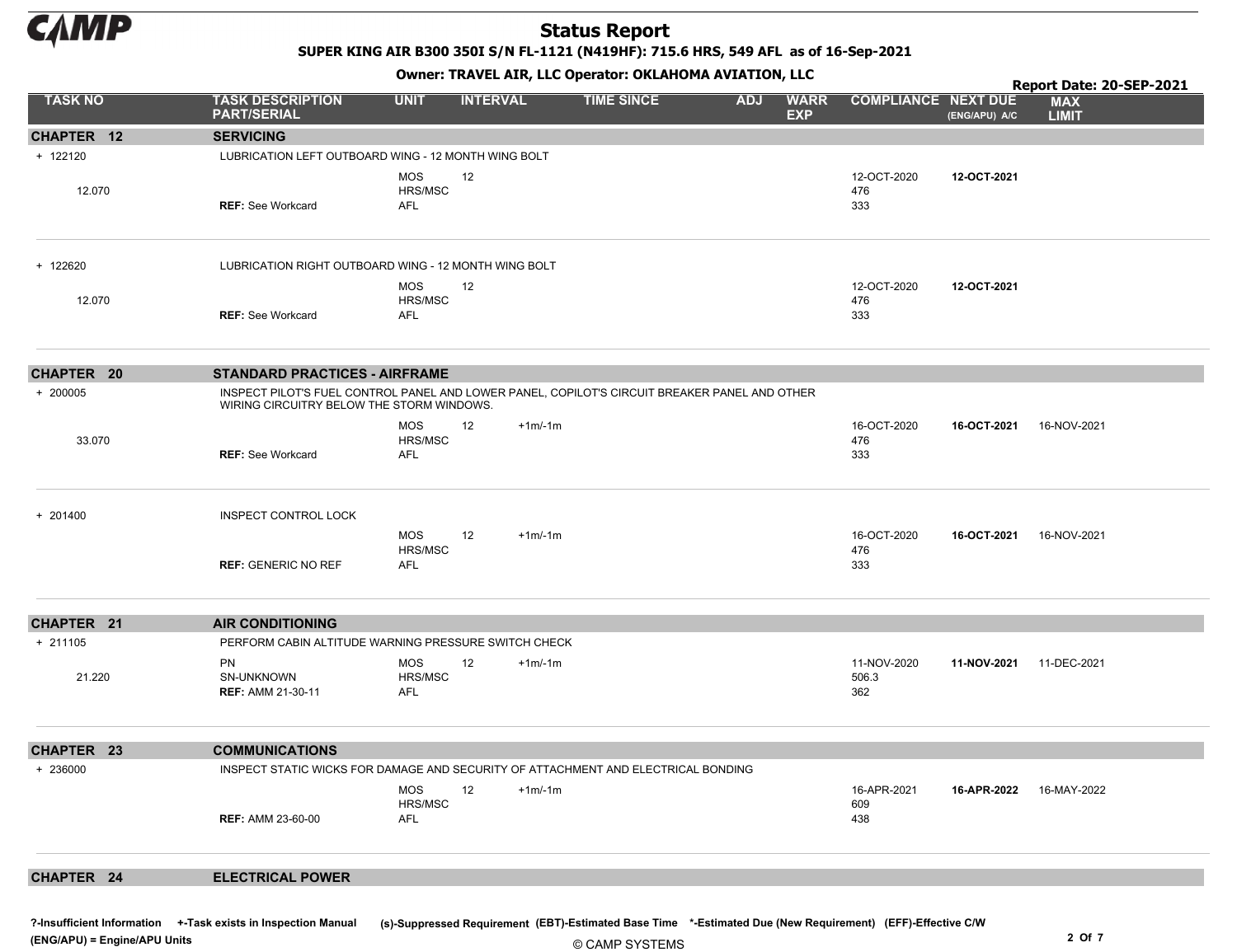# Status Report

**SUPER KING AIR B300 350I S/N FL-1121 (N419HF): 715.6 HRS, 549 AFL as of 16-Sep-2021**

**Owner: TRAVEL AIR, LLC Operator: OKLAHOMA AVIATION, LLC**

**Report Date: 20-SEP-2021**

| TASK NO | TASK DESCRIPTION PART/SERIAL | UNIT | INTERVAL | TIME SINCE | ADJ | WARR EXP | COMPLIANCE | NEXT DUE (ENG/APU) A/C | MAX LIMIT |
|---|---|---|---|---|---|---|---|---|---|
| **CHAPTER 12** | **SERVICING** | | | | | | | | |
| + 122120 | LUBRICATION LEFT OUTBOARD WING - 12 MONTH WING BOLT | | | | | | | | |
| 12.070 | | MOS<br>HRS/MSC | 12 | | | | 12-OCT-2020<br>476 | **12-OCT-2021** | |
| | **REF:** See Workcard | AFL | | | | | 333 | | |
| + 122620 | LUBRICATION RIGHT OUTBOARD WING - 12 MONTH WING BOLT | | | | | | | | |
| 12.070 | | MOS<br>HRS/MSC | 12 | | | | 12-OCT-2020<br>476 | **12-OCT-2021** | |
| | **REF:** See Workcard | AFL | | | | | 333 | | |
| **CHAPTER 20** | **STANDARD PRACTICES - AIRFRAME** | | | | | | | | |
| + 200005 | INSPECT PILOT'S FUEL CONTROL PANEL AND LOWER PANEL, COPILOT'S CIRCUIT BREAKER PANEL AND OTHER WIRING CIRCUITRY BELOW THE STORM WINDOWS. | | | | | | | | |
| 33.070 | | MOS<br>HRS/MSC | 12 | +1m/-1m | | | 16-OCT-2020<br>476 | **16-OCT-2021** | 16-NOV-2021 |
| | **REF:** See Workcard | AFL | | | | | 333 | | |
| + 201400 | INSPECT CONTROL LOCK | | | | | | | | |
| | | MOS<br>HRS/MSC | 12 | +1m/-1m | | | 16-OCT-2020<br>476 | **16-OCT-2021** | 16-NOV-2021 |
| | **REF:** GENERIC NO REF | AFL | | | | | 333 | | |
| **CHAPTER 21** | **AIR CONDITIONING** | | | | | | | | |
| + 211105 | PERFORM CABIN ALTITUDE WARNING PRESSURE SWITCH CHECK | | | | | | | | |
| 21.220 | PN<br>SN-UNKNOWN | MOS<br>HRS/MSC | 12 | +1m/-1m | | | 11-NOV-2020<br>506.3 | **11-NOV-2021** | 11-DEC-2021 |
| | **REF:** AMM 21-30-11 | AFL | | | | | 362 | | |
| **CHAPTER 23** | **COMMUNICATIONS** | | | | | | | | |
| + 236000 | INSPECT STATIC WICKS FOR DAMAGE AND SECURITY OF ATTACHMENT AND ELECTRICAL BONDING | | | | | | | | |
| | | MOS<br>HRS/MSC | 12 | +1m/-1m | | | 16-APR-2021<br>609 | **16-APR-2022** | 16-MAY-2022 |
| | **REF:** AMM 23-60-00 | AFL | | | | | 438 | | |
| **CHAPTER 24** | **ELECTRICAL POWER** | | | | | | | | |

?-Insufficient Information +-Task exists in Inspection Manual (s)-Suppressed Requirement (EBT)-Estimated Base Time *-Estimated Due (New Requirement) (EFF)-Effective C/W
(ENG/APU) = Engine/APU Units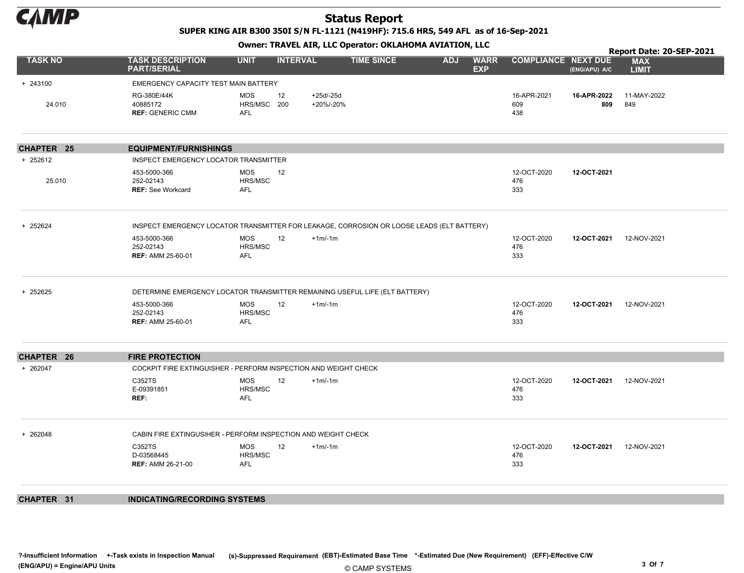# Status Report

**SUPER KING AIR B300 350I S/N FL-1121 (N419HF): 715.6 HRS, 549 AFL as of 16-Sep-2021**

**Owner: TRAVEL AIR, LLC Operator: OKLAHOMA AVIATION, LLC**

**Report Date: 20-SEP-2021**

| TASK NO | TASK DESCRIPTION PART/SERIAL | UNIT | INTERVAL | | TIME SINCE | ADJ | WARR EXP | COMPLIANCE | NEXT DUE (ENG/APU) A/C | MAX LIMIT |
|---|---|---|---|---|---|---|---|---|---|---|
| + 243100 | EMERGENCY CAPACITY TEST MAIN BATTERY | | | | | | | | | |
| 24.010 | RG-380E/44K<br>40885172<br>**REF:** GENERIC CMM | MOS<br>HRS/MSC<br>AFL | 12<br>200 | +25d/-25d<br>+20%/-20% | | | | 16-APR-2021<br>609<br>438 | **16-APR-2022**<br>**809** | 11-MAY-2022<br>849 |
| **CHAPTER 25** | **EQUIPMENT/FURNISHINGS** | | | | | | | | | |
| + 252612 | INSPECT EMERGENCY LOCATOR TRANSMITTER | | | | | | | | | |
| 25.010 | 453-5000-366<br>252-02143<br>**REF:** See Workcard | MOS<br>HRS/MSC<br>AFL | 12 | | | | | 12-OCT-2020<br>476<br>333 | **12-OCT-2021** | |
| + 252624 | INSPECT EMERGENCY LOCATOR TRANSMITTER FOR LEAKAGE, CORROSION OR LOOSE LEADS (ELT BATTERY) | | | | | | | | | |
| | 453-5000-366<br>252-02143<br>**REF:** AMM 25-60-01 | MOS<br>HRS/MSC<br>AFL | 12 | +1m/-1m | | | | 12-OCT-2020<br>476<br>333 | **12-OCT-2021** | 12-NOV-2021 |
| + 252625 | DETERMINE EMERGENCY LOCATOR TRANSMITTER REMAINING USEFUL LIFE (ELT BATTERY) | | | | | | | | | |
| | 453-5000-366<br>252-02143<br>**REF:** AMM 25-60-01 | MOS<br>HRS/MSC<br>AFL | 12 | +1m/-1m | | | | 12-OCT-2020<br>476<br>333 | **12-OCT-2021** | 12-NOV-2021 |
| **CHAPTER 26** | **FIRE PROTECTION** | | | | | | | | | |
| + 262047 | COCKPIT FIRE EXTINGUISHER - PERFORM INSPECTION AND WEIGHT CHECK | | | | | | | | | |
| | C352TS<br>E-09391851<br>**REF:** | MOS<br>HRS/MSC<br>AFL | 12 | +1m/-1m | | | | 12-OCT-2020<br>476<br>333 | **12-OCT-2021** | 12-NOV-2021 |
| + 262048 | CABIN FIRE EXTINGUSIHER - PERFORM INSPECTION AND WEIGHT CHECK | | | | | | | | | |
| | C352TS<br>D-03568445<br>**REF:** AMM 26-21-00 | MOS<br>HRS/MSC<br>AFL | 12 | +1m/-1m | | | | 12-OCT-2020<br>476<br>333 | **12-OCT-2021** | 12-NOV-2021 |
| **CHAPTER 31** | **INDICATING/RECORDING SYSTEMS** | | | | | | | | | |

?-Insufficient Information +-Task exists in Inspection Manual (s)-Suppressed Requirement (EBT)-Estimated Base Time *-Estimated Due (New Requirement) (EFF)-Effective C/W
(ENG/APU) = Engine/APU Units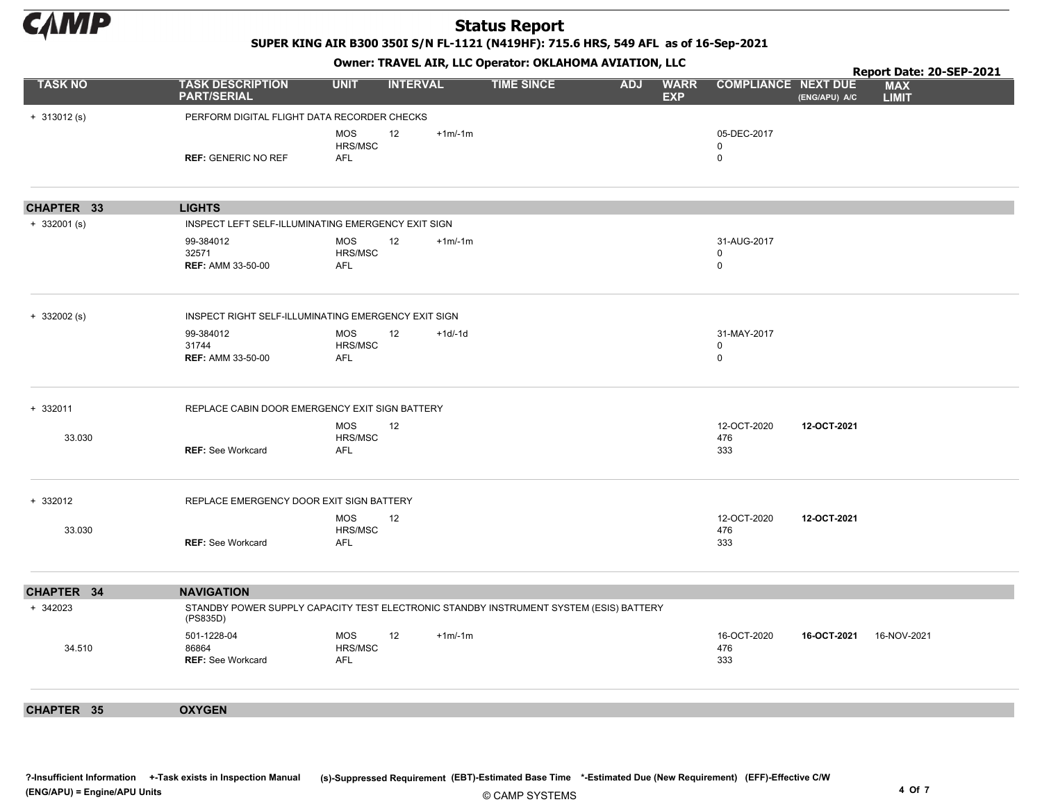# Status Report

**SUPER KING AIR B300 350I S/N FL-1121 (N419HF): 715.6 HRS, 549 AFL as of 16-Sep-2021**

**Owner: TRAVEL AIR, LLC Operator: OKLAHOMA AVIATION, LLC**

**Report Date: 20-SEP-2021**

| TASK NO | TASK DESCRIPTION PART/SERIAL | UNIT | INTERVAL | | TIME SINCE | ADJ | WARR EXP | COMPLIANCE | NEXT DUE (ENG/APU) A/C | MAX LIMIT |
|---|---|---|---|---|---|---|---|---|---|---|
| + 313012 (s) | PERFORM DIGITAL FLIGHT DATA RECORDER CHECKS | | | | | | | | | |
| | | MOS | 12 | +1m/-1m | | | | 05-DEC-2017 | | |
| | | HRS/MSC | | | | | | 0 | | |
| | **REF:** GENERIC NO REF | AFL | | | | | | 0 | | |
| **CHAPTER 33** | **LIGHTS** | | | | | | | | | |
| + 332001 (s) | INSPECT LEFT SELF-ILLUMINATING EMERGENCY EXIT SIGN | | | | | | | | | |
| | 99-384012 | MOS | 12 | +1m/-1m | | | | 31-AUG-2017 | | |
| | 32571 | HRS/MSC | | | | | | 0 | | |
| | **REF:** AMM 33-50-00 | AFL | | | | | | 0 | | |
| + 332002 (s) | INSPECT RIGHT SELF-ILLUMINATING EMERGENCY EXIT SIGN | | | | | | | | | |
| | 99-384012 | MOS | 12 | +1d/-1d | | | | 31-MAY-2017 | | |
| | 31744 | HRS/MSC | | | | | | 0 | | |
| | **REF:** AMM 33-50-00 | AFL | | | | | | 0 | | |
| + 332011 | REPLACE CABIN DOOR EMERGENCY EXIT SIGN BATTERY | | | | | | | | | |
| | | MOS | 12 | | | | | 12-OCT-2020 | **12-OCT-2021** | |
| 33.030 | | HRS/MSC | | | | | | 476 | | |
| | **REF:** See Workcard | AFL | | | | | | 333 | | |
| + 332012 | REPLACE EMERGENCY DOOR EXIT SIGN BATTERY | | | | | | | | | |
| | | MOS | 12 | | | | | 12-OCT-2020 | **12-OCT-2021** | |
| 33.030 | | HRS/MSC | | | | | | 476 | | |
| | **REF:** See Workcard | AFL | | | | | | 333 | | |
| **CHAPTER 34** | **NAVIGATION** | | | | | | | | | |
| + 342023 | STANDBY POWER SUPPLY CAPACITY TEST ELECTRONIC STANDBY INSTRUMENT SYSTEM (ESIS) BATTERY (PS835D) | | | | | | | | | |
| | 501-1228-04 | MOS | 12 | +1m/-1m | | | | 16-OCT-2020 | **16-OCT-2021** | 16-NOV-2021 |
| 34.510 | 86864 | HRS/MSC | | | | | | 476 | | |
| | **REF:** See Workcard | AFL | | | | | | 333 | | |
| **CHAPTER 35** | **OXYGEN** | | | | | | | | | |

**?-Insufficient Information** **+-Task exists in Inspection Manual** **(s)-Suppressed Requirement** **(EBT)-Estimated Base Time** **\*-Estimated Due (New Requirement)** **(EFF)-Effective C/W**
**(ENG/APU) = Engine/APU Units**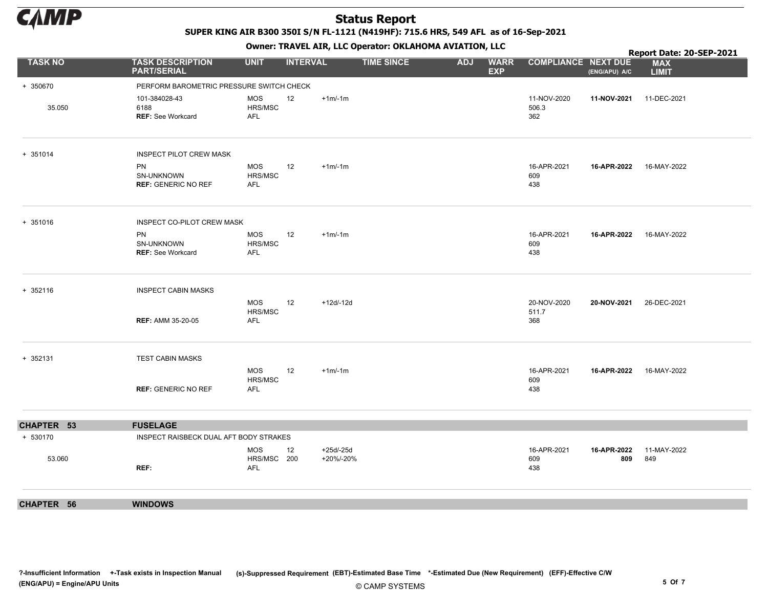# Status Report

**SUPER KING AIR B300 350I S/N FL-1121 (N419HF): 715.6 HRS, 549 AFL as of 16-Sep-2021**

**Owner: TRAVEL AIR, LLC Operator: OKLAHOMA AVIATION, LLC**

**Report Date: 20-SEP-2021**

| TASK NO | TASK DESCRIPTION PART/SERIAL | UNIT | INTERVAL | | TIME SINCE | ADJ | WARR EXP | COMPLIANCE | NEXT DUE (ENG/APU) A/C | MAX LIMIT |
|---|---|---|---|---|---|---|---|---|---|---|
| + 350670 | PERFORM BAROMETRIC PRESSURE SWITCH CHECK | | | | | | | | | |
| 35.050 | 101-384028-43<br>6188<br>**REF:** See Workcard | MOS<br>HRS/MSC<br>AFL | 12 | +1m/-1m | | | | 11-NOV-2020<br>506.3<br>362 | **11-NOV-2021** | 11-DEC-2021 |
| + 351014 | INSPECT PILOT CREW MASK | | | | | | | | | |
| | PN<br>SN-UNKNOWN<br>**REF:** GENERIC NO REF | MOS<br>HRS/MSC<br>AFL | 12 | +1m/-1m | | | | 16-APR-2021<br>609<br>438 | **16-APR-2022** | 16-MAY-2022 |
| + 351016 | INSPECT CO-PILOT CREW MASK | | | | | | | | | |
| | PN<br>SN-UNKNOWN<br>**REF:** See Workcard | MOS<br>HRS/MSC<br>AFL | 12 | +1m/-1m | | | | 16-APR-2021<br>609<br>438 | **16-APR-2022** | 16-MAY-2022 |
| + 352116 | INSPECT CABIN MASKS | | | | | | | | | |
| | **REF:** AMM 35-20-05 | MOS<br>HRS/MSC<br>AFL | 12 | +12d/-12d | | | | 20-NOV-2020<br>511.7<br>368 | **20-NOV-2021** | 26-DEC-2021 |
| + 352131 | TEST CABIN MASKS | | | | | | | | | |
| | **REF:** GENERIC NO REF | MOS<br>HRS/MSC<br>AFL | 12 | +1m/-1m | | | | 16-APR-2021<br>609<br>438 | **16-APR-2022** | 16-MAY-2022 |
| **CHAPTER 53** | **FUSELAGE** | | | | | | | | | |
| + 530170 | INSPECT RAISBECK DUAL AFT BODY STRAKES | | | | | | | | | |
| 53.060 | **REF:** | MOS<br>HRS/MSC<br>AFL | 12<br>200 | +25d/-25d<br>+20%/-20% | | | | 16-APR-2021<br>609<br>438 | **16-APR-2022**<br>**809** | 11-MAY-2022<br>849 |
| **CHAPTER 56** | **WINDOWS** | | | | | | | | | |

**?-Insufficient Information +-Task exists in Inspection Manual** (s)-Suppressed Requirement (EBT)-Estimated Base Time *-Estimated Due (New Requirement) (EFF)-Effective C/W
**(ENG/APU) = Engine/APU Units**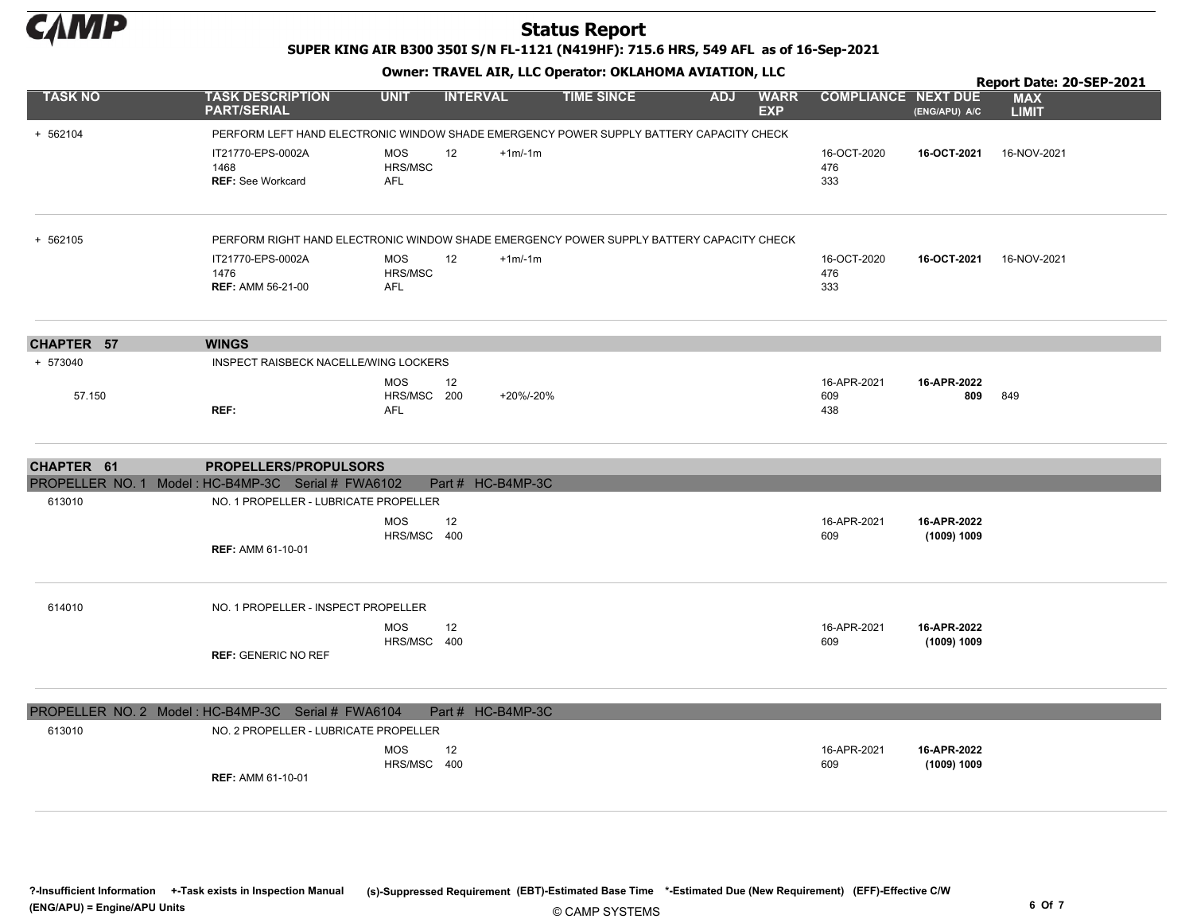# Status Report

**SUPER KING AIR B300 350I S/N FL-1121 (N419HF): 715.6 HRS, 549 AFL as of 16-Sep-2021**

**Owner: TRAVEL AIR, LLC Operator: OKLAHOMA AVIATION, LLC**

**Report Date: 20-SEP-2021**

| TASK NO | TASK DESCRIPTION PART/SERIAL | UNIT | INTERVAL | | TIME SINCE | ADJ | WARR EXP | COMPLIANCE | NEXT DUE (ENG/APU) A/C | MAX LIMIT |
|---|---|---|---|---|---|---|---|---|---|---|
| + 562104 | PERFORM LEFT HAND ELECTRONIC WINDOW SHADE EMERGENCY POWER SUPPLY BATTERY CAPACITY CHECK | | | | | | | | | |
| | IT21770-EPS-0002A | MOS | 12 | +1m/-1m | | | | 16-OCT-2020 | **16-OCT-2021** | 16-NOV-2021 |
| | 1468 | HRS/MSC | | | | | | 476 | | |
| | **REF:** See Workcard | AFL | | | | | | 333 | | |
| + 562105 | PERFORM RIGHT HAND ELECTRONIC WINDOW SHADE EMERGENCY POWER SUPPLY BATTERY CAPACITY CHECK | | | | | | | | | |
| | IT21770-EPS-0002A | MOS | 12 | +1m/-1m | | | | 16-OCT-2020 | **16-OCT-2021** | 16-NOV-2021 |
| | 1476 | HRS/MSC | | | | | | 476 | | |
| | **REF:** AMM 56-21-00 | AFL | | | | | | 333 | | |
| **CHAPTER 57** | **WINGS** | | | | | | | | | |
| + 573040 | INSPECT RAISBECK NACELLE/WING LOCKERS | | | | | | | | | |
| | | MOS | 12 | | | | | 16-APR-2021 | **16-APR-2022** | |
| 57.150 | | HRS/MSC | 200 | +20%/-20% | | | | 609 | **809** | 849 |
| | **REF:** | AFL | | | | | | 438 | | |
| **CHAPTER 61** | **PROPELLERS/PROPULSORS** | | | | | | | | | |
| PROPELLER NO. 1 Model : HC-B4MP-3C Serial # FWA6102 Part # HC-B4MP-3C | | | | | | | | | | |
| 613010 | NO. 1 PROPELLER - LUBRICATE PROPELLER | | | | | | | | | |
| | | MOS | 12 | | | | | 16-APR-2021 | **16-APR-2022** | |
| | | HRS/MSC | 400 | | | | | 609 | **(1009) 1009** | |
| | **REF:** AMM 61-10-01 | | | | | | | | | |
| 614010 | NO. 1 PROPELLER - INSPECT PROPELLER | | | | | | | | | |
| | | MOS | 12 | | | | | 16-APR-2021 | **16-APR-2022** | |
| | | HRS/MSC | 400 | | | | | 609 | **(1009) 1009** | |
| | **REF:** GENERIC NO REF | | | | | | | | | |
| PROPELLER NO. 2 Model : HC-B4MP-3C Serial # FWA6104 Part # HC-B4MP-3C | | | | | | | | | | |
| 613010 | NO. 2 PROPELLER - LUBRICATE PROPELLER | | | | | | | | | |
| | | MOS | 12 | | | | | 16-APR-2021 | **16-APR-2022** | |
| | | HRS/MSC | 400 | | | | | 609 | **(1009) 1009** | |
| | **REF:** AMM 61-10-01 | | | | | | | | | |

**?-Insufficient Information +-Task exists in Inspection Manual (s)-Suppressed Requirement (EBT)-Estimated Base Time \*-Estimated Due (New Requirement) (EFF)-Effective C/W**
**(ENG/APU) = Engine/APU Units**

© CAMP SYSTEMS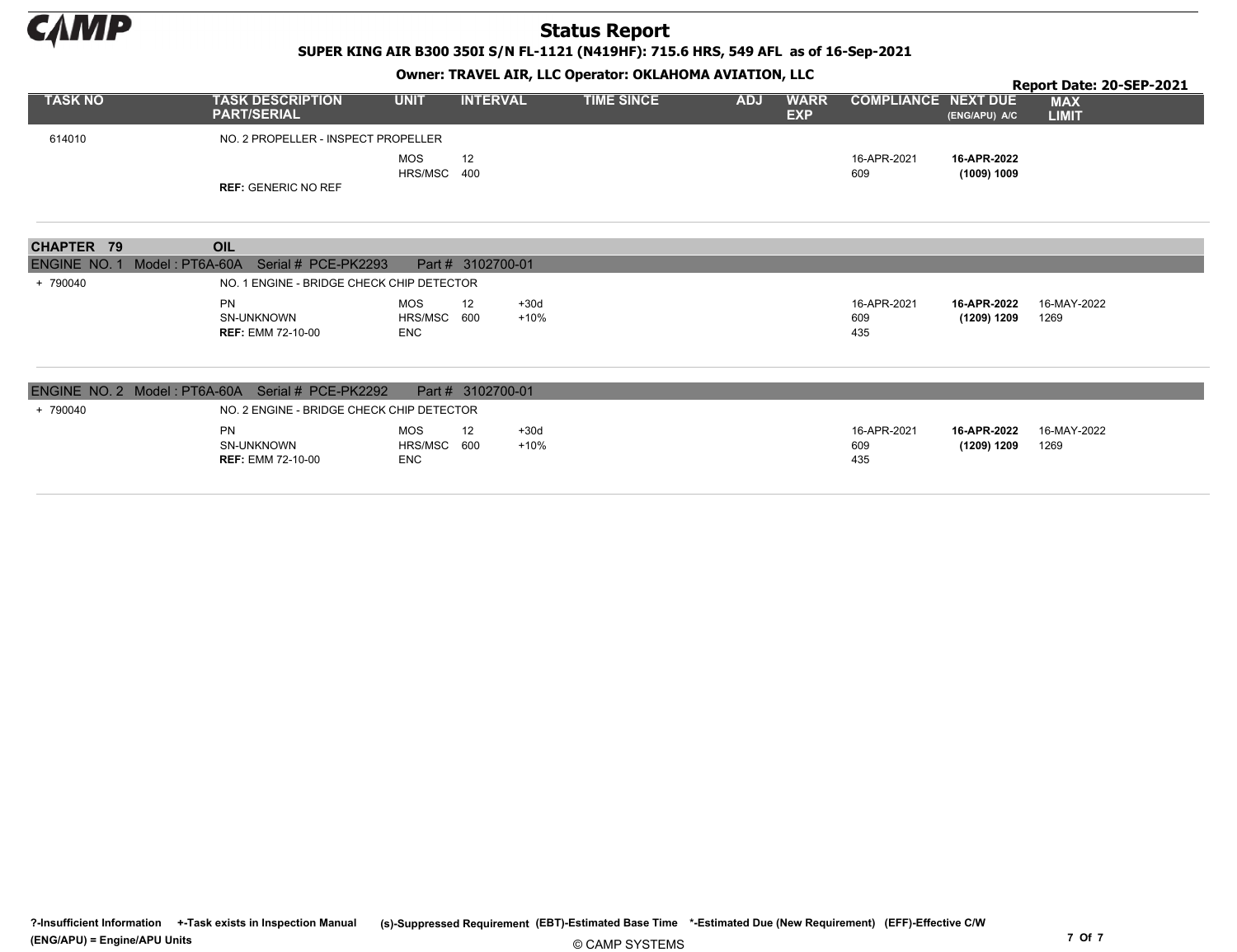# Status Report

**SUPER KING AIR B300 350I S/N FL-1121 (N419HF): 715.6 HRS, 549 AFL as of 16-Sep-2021**

**Owner: TRAVEL AIR, LLC Operator: OKLAHOMA AVIATION, LLC**

**Report Date: 20-SEP-2021**

| TASK NO | TASK DESCRIPTION PART/SERIAL | UNIT | INTERVAL | | TIME SINCE | ADJ | WARR EXP | COMPLIANCE | NEXT DUE (ENG/APU) A/C | MAX LIMIT |
|---|---|---|---|---|---|---|---|---|---|---|
| 614010 | NO. 2 PROPELLER - INSPECT PROPELLER | | | | | | | | | |
| | | MOS | 12 | | | | | 16-APR-2021 | **16-APR-2022** | |
| | | HRS/MSC | 400 | | | | | 609 | **(1009) 1009** | |
| | **REF:** GENERIC NO REF | | | | | | | | | |
| **CHAPTER 79** | **OIL** | | | | | | | | | |
| ENGINE NO. 1 Model : PT6A-60A Serial # PCE-PK2293 | Part # 3102700-01 | | | | | | | | | |
| + 790040 | NO. 1 ENGINE - BRIDGE CHECK CHIP DETECTOR | | | | | | | | | |
| | PN | MOS | 12 | +30d | | | | 16-APR-2021 | **16-APR-2022** | 16-MAY-2022 |
| | SN-UNKNOWN | HRS/MSC | 600 | +10% | | | | 609 | **(1209) 1209** | 1269 |
| | **REF:** EMM 72-10-00 | ENC | | | | | | 435 | | |
| ENGINE NO. 2 Model : PT6A-60A Serial # PCE-PK2292 | Part # 3102700-01 | | | | | | | | | |
| + 790040 | NO. 2 ENGINE - BRIDGE CHECK CHIP DETECTOR | | | | | | | | | |
| | PN | MOS | 12 | +30d | | | | 16-APR-2021 | **16-APR-2022** | 16-MAY-2022 |
| | SN-UNKNOWN | HRS/MSC | 600 | +10% | | | | 609 | **(1209) 1209** | 1269 |
| | **REF:** EMM 72-10-00 | ENC | | | | | | 435 | | |

**?-Insufficient Information** **+-Task exists in Inspection Manual** **(s)-Suppressed Requirement** **(EBT)-Estimated Base Time** **\*-Estimated Due (New Requirement)** **(EFF)-Effective C/W**
**(ENG/APU) = Engine/APU Units**